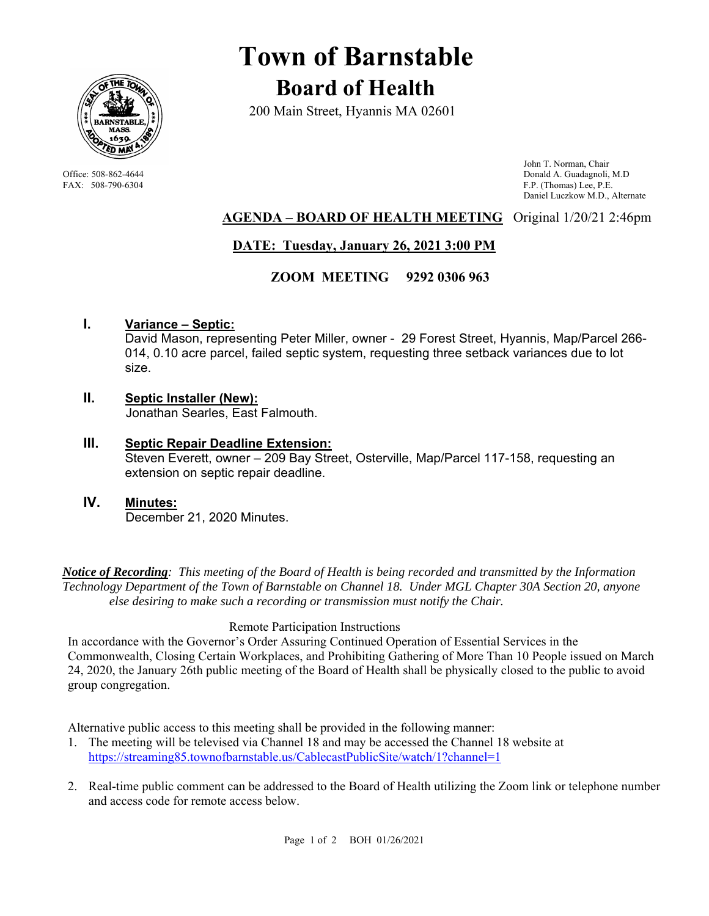# Town of Barnstable

## Board of Health

200 Main Street, Hyannis MA 02601

Office: 508-862-4644
FAX: 508-790-6304

John T. Norman, Chair
Donald A. Guadagnoli, M.D
F.P. (Thomas) Lee, P.E.
Daniel Luczkow M.D., Alternate

**AGENDA – BOARD OF HEALTH MEETING** Original 1/20/21 2:46pm

**DATE: Tuesday, January 26, 2021 3:00 PM**

**ZOOM MEETING 9292 0306 963**

**I. Variance – Septic:**
David Mason, representing Peter Miller, owner - 29 Forest Street, Hyannis, Map/Parcel 266-014, 0.10 acre parcel, failed septic system, requesting three setback variances due to lot size.

**II. Septic Installer (New):**
Jonathan Searles, East Falmouth.

**III. Septic Repair Deadline Extension:**
Steven Everett, owner – 209 Bay Street, Osterville, Map/Parcel 117-158, requesting an extension on septic repair deadline.

**IV. Minutes:**
December 21, 2020 Minutes.

***Notice of Recording****: This meeting of the Board of Health is being recorded and transmitted by the Information Technology Department of the Town of Barnstable on Channel 18. Under MGL Chapter 30A Section 20, anyone else desiring to make such a recording or transmission must notify the Chair.*

Remote Participation Instructions

In accordance with the Governor's Order Assuring Continued Operation of Essential Services in the Commonwealth, Closing Certain Workplaces, and Prohibiting Gathering of More Than 10 People issued on March 24, 2020, the January 26th public meeting of the Board of Health shall be physically closed to the public to avoid group congregation.

Alternative public access to this meeting shall be provided in the following manner:

1. The meeting will be televised via Channel 18 and may be accessed the Channel 18 website at https://streaming85.townofbarnstable.us/CablecastPublicSite/watch/1?channel=1
2. Real-time public comment can be addressed to the Board of Health utilizing the Zoom link or telephone number and access code for remote access below.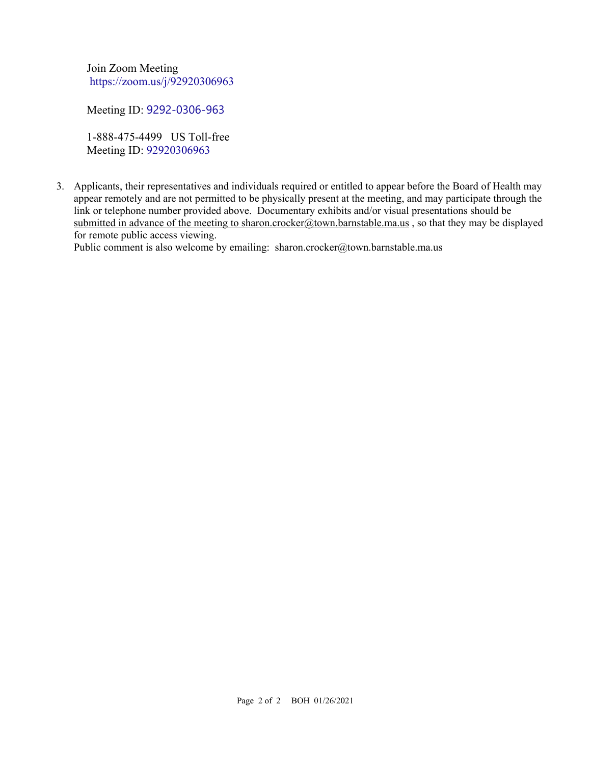Join Zoom Meeting
https://zoom.us/j/92920306963

Meeting ID: 9292-0306-963

1-888-475-4499 US Toll-free
Meeting ID: 92920306963

3. Applicants, their representatives and individuals required or entitled to appear before the Board of Health may appear remotely and are not permitted to be physically present at the meeting, and may participate through the link or telephone number provided above. Documentary exhibits and/or visual presentations should be submitted in advance of the meeting to sharon.crocker@town.barnstable.ma.us , so that they may be displayed for remote public access viewing.
   Public comment is also welcome by emailing: sharon.crocker@town.barnstable.ma.us